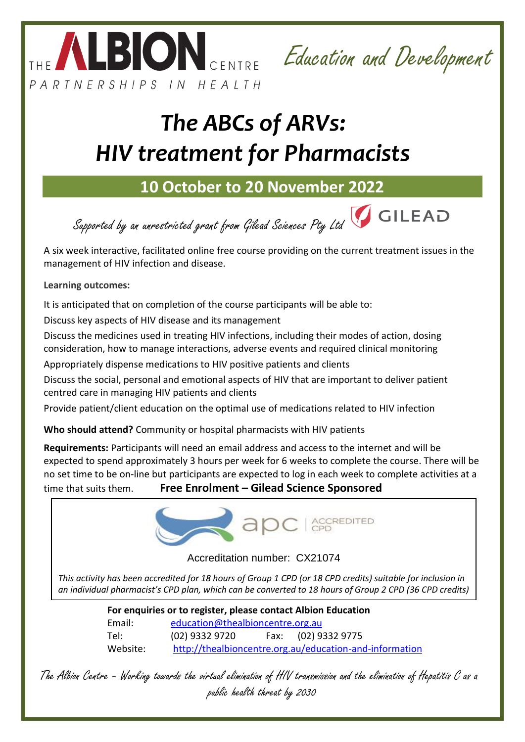THE ALBION CENTRE

PARTNERSHIPS IN HEALTH

*Education and Development*

# *The ABCs of ARVs: HIV treatment for Pharmacists*

## 10 October to 20 November 2022

*Supported by an unrestricted grant from Gilead Sciences Pty Ltd* GILEAD

A six week interactive, facilitated online free course providing on the current treatment issues in the management of HIV infection and disease.

**Learning outcomes:**

It is anticipated that on completion of the course participants will be able to:

Discuss key aspects of HIV disease and its management

Discuss the medicines used in treating HIV infections, including their modes of action, dosing consideration, how to manage interactions, adverse events and required clinical monitoring

Appropriately dispense medications to HIV positive patients and clients

Discuss the social, personal and emotional aspects of HIV that are important to deliver patient centred care in managing HIV patients and clients

Provide patient/client education on the optimal use of medications related to HIV infection

**Who should attend?** Community or hospital pharmacists with HIV patients

**Requirements:** Participants will need an email address and access to the internet and will be expected to spend approximately 3 hours per week for 6 weeks to complete the course. There will be no set time to be on-line but participants are expected to log in each week to complete activities at a time that suits them. **Free Enrolment – Gilead Science Sponsored**

apc | ACCREDITED CPD

Accreditation number: CX21074

*This activity has been accredited for 18 hours of Group 1 CPD (or 18 CPD credits) suitable for inclusion in an individual pharmacist's CPD plan, which can be converted to 18 hours of Group 2 CPD (36 CPD credits)*

**For enquiries or to register, please contact Albion Education**

Email: education@thealbioncentre.org.au

Tel: (02) 9332 9720 Fax: (02) 9332 9775

Website: http://thealbioncentre.org.au/education-and-information

*The Albion Centre – Working towards the virtual elimination of HIV transmission and the elimination of Hepatitis C as a public health threat by 2030*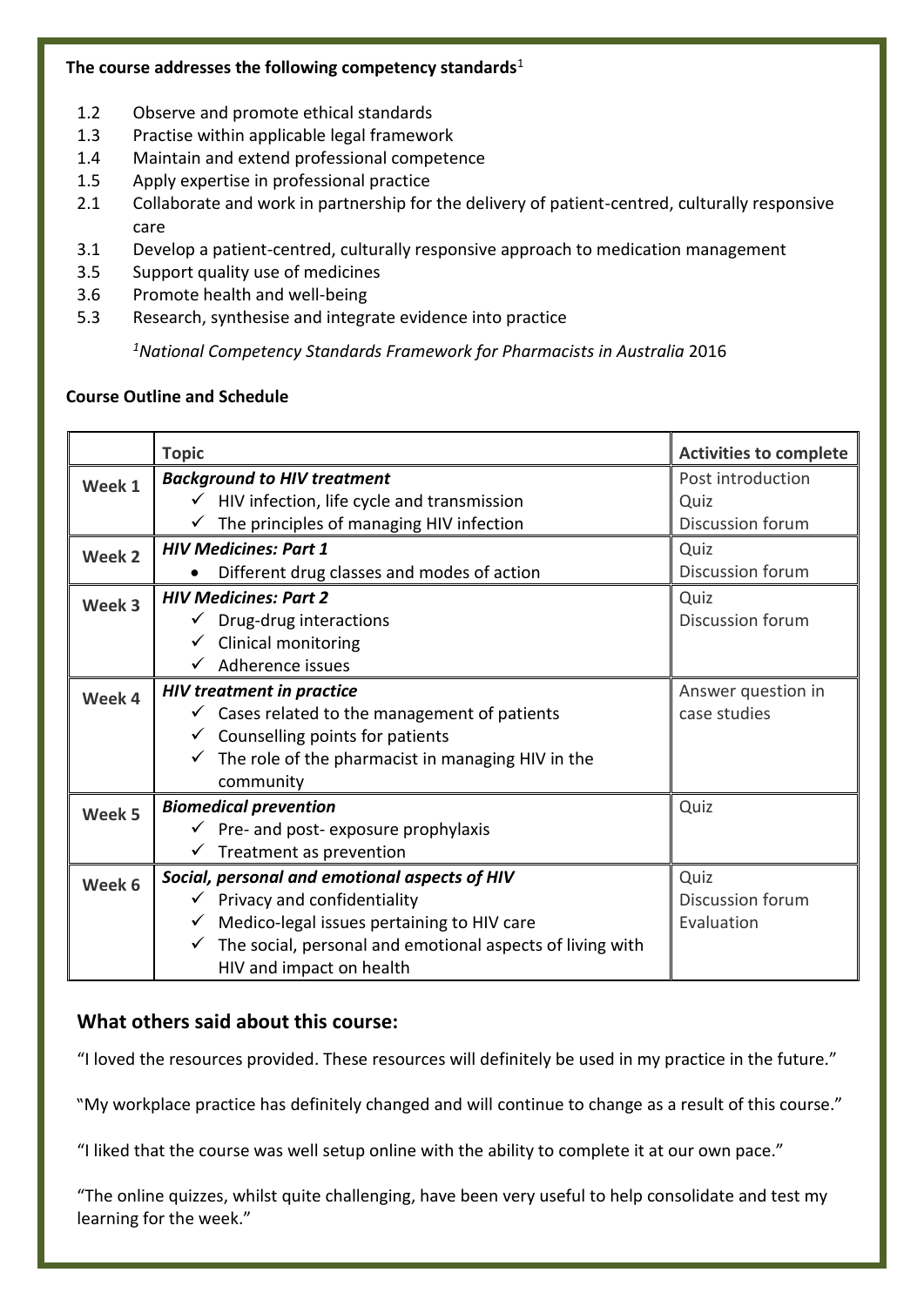**The course addresses the following competency standards**[1]

- 1.2 Observe and promote ethical standards
- 1.3 Practise within applicable legal framework
- 1.4 Maintain and extend professional competence
- 1.5 Apply expertise in professional practice
- 2.1 Collaborate and work in partnership for the delivery of patient-centred, culturally responsive care
- 3.1 Develop a patient-centred, culturally responsive approach to medication management
- 3.5 Support quality use of medicines
- 3.6 Promote health and well-being
- 5.3 Research, synthesise and integrate evidence into practice

[1]*National Competency Standards Framework for Pharmacists in Australia* 2016

**Course Outline and Schedule**

| | **Topic** | **Activities to complete** |
|---|---|---|
| **Week 1** | ***Background to HIV treatment***<br>✓ HIV infection, life cycle and transmission<br>✓ The principles of managing HIV infection | Post introduction<br>Quiz<br>Discussion forum |
| **Week 2** | ***HIV Medicines: Part 1***<br>• Different drug classes and modes of action | Quiz<br>Discussion forum |
| **Week 3** | ***HIV Medicines: Part 2***<br>✓ Drug-drug interactions<br>✓ Clinical monitoring<br>✓ Adherence issues | Quiz<br>Discussion forum |
| **Week 4** | ***HIV treatment in practice***<br>✓ Cases related to the management of patients<br>✓ Counselling points for patients<br>✓ The role of the pharmacist in managing HIV in the community | Answer question in case studies |
| **Week 5** | ***Biomedical prevention***<br>✓ Pre- and post- exposure prophylaxis<br>✓ Treatment as prevention | Quiz |
| **Week 6** | ***Social, personal and emotional aspects of HIV***<br>✓ Privacy and confidentiality<br>✓ Medico-legal issues pertaining to HIV care<br>✓ The social, personal and emotional aspects of living with HIV and impact on health | Quiz<br>Discussion forum<br>Evaluation |

## What others said about this course:

"I loved the resources provided. These resources will definitely be used in my practice in the future."

"My workplace practice has definitely changed and will continue to change as a result of this course."

"I liked that the course was well setup online with the ability to complete it at our own pace."

"The online quizzes, whilst quite challenging, have been very useful to help consolidate and test my learning for the week."